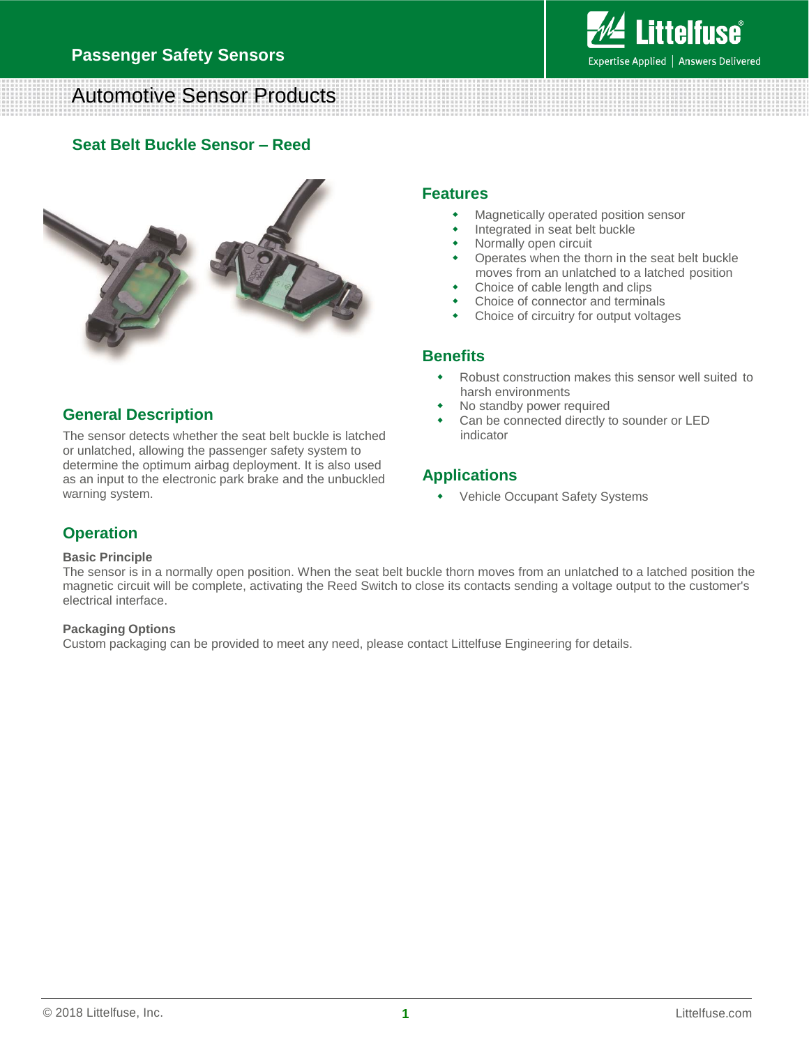# Passenger Safety Sensors

## Automotive Sensor Products

### Seat Belt Buckle Sensor – Reed

### Features

- Magnetically operated position sensor
- Integrated in seat belt buckle
- Normally open circuit
- Operates when the thorn in the seat belt buckle moves from an unlatched to a latched position
- Choice of cable length and clips
- Choice of connector and terminals
- Choice of circuitry for output voltages

### Benefits

- Robust construction makes this sensor well suited to harsh environments
- No standby power required
- Can be connected directly to sounder or LED indicator

### General Description

The sensor detects whether the seat belt buckle is latched or unlatched, allowing the passenger safety system to determine the optimum airbag deployment. It is also used as an input to the electronic park brake and the unbuckled warning system.

### Applications

- Vehicle Occupant Safety Systems

### Operation

**Basic Principle**

The sensor is in a normally open position. When the seat belt buckle thorn moves from an unlatched to a latched position the magnetic circuit will be complete, activating the Reed Switch to close its contacts sending a voltage output to the customer's electrical interface.

**Packaging Options**

Custom packaging can be provided to meet any need, please contact Littelfuse Engineering for details.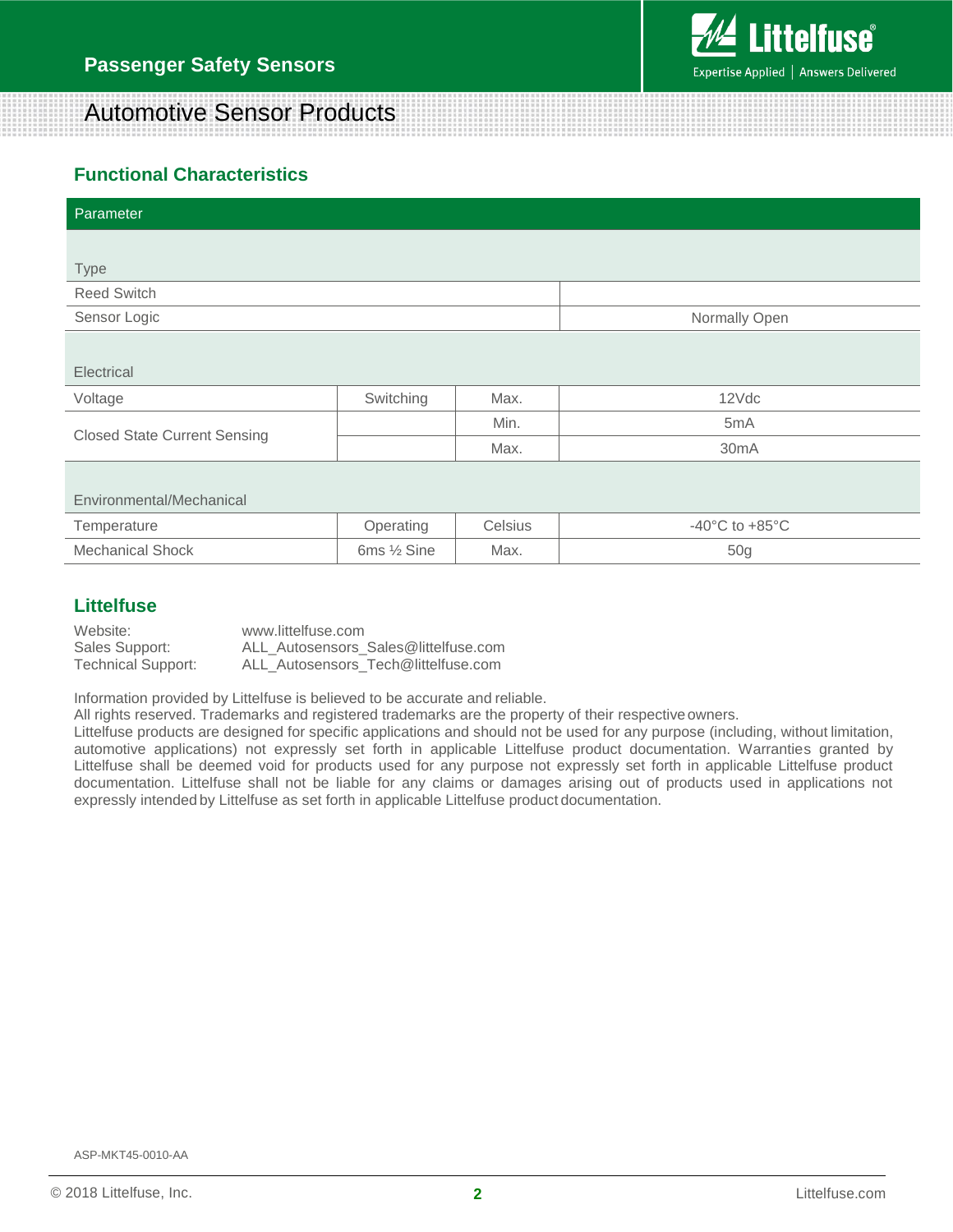## Functional Characteristics

| Parameter | | | |
|---|---|---|---|
| Type | | | |
| Reed Switch | | | |
| Sensor Logic | | | Normally Open |
| Electrical | | | |
| Voltage | Switching | Max. | 12Vdc |
| Closed State Current Sensing | | Min. | 5mA |
| | | Max. | 30mA |
| Environmental/Mechanical | | | |
| Temperature | Operating | Celsius | -40°C to +85°C |
| Mechanical Shock | 6ms ½ Sine | Max. | 50g |

## Littelfuse

Website: www.littelfuse.com
Sales Support: ALL_Autosensors_Sales@littelfuse.com
Technical Support: ALL_Autosensors_Tech@littelfuse.com

Information provided by Littelfuse is believed to be accurate and reliable.
All rights reserved. Trademarks and registered trademarks are the property of their respective owners.
Littelfuse products are designed for specific applications and should not be used for any purpose (including, without limitation, automotive applications) not expressly set forth in applicable Littelfuse product documentation. Warranties granted by Littelfuse shall be deemed void for products used for any purpose not expressly set forth in applicable Littelfuse product documentation. Littelfuse shall not be liable for any claims or damages arising out of products used in applications not expressly intended by Littelfuse as set forth in applicable Littelfuse product documentation.

ASP-MKT45-0010-AA